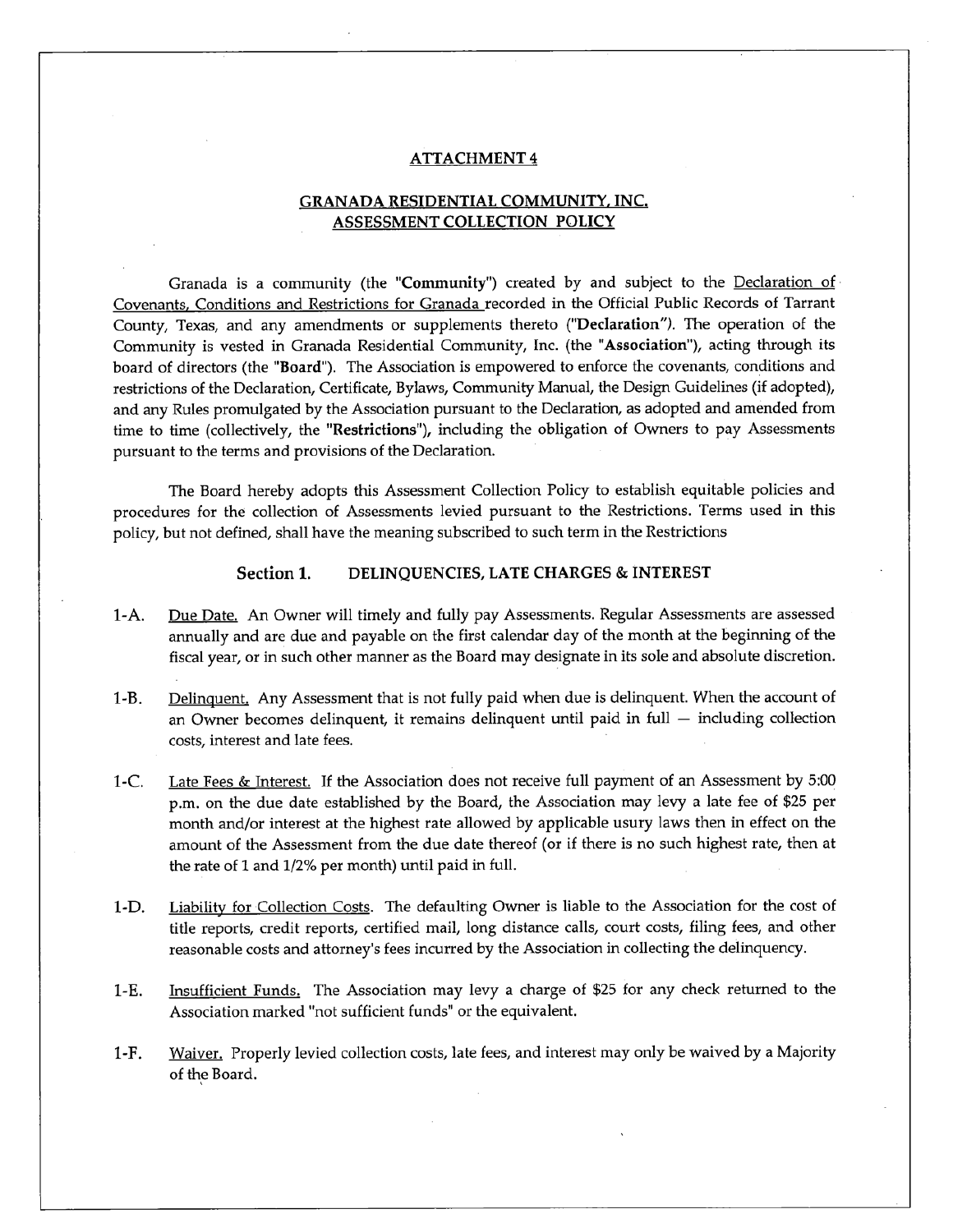## ATTACHMENT 4

## GRANADA RESIDENTIAL COMMUNITY, INC. ASSESSMENT COLLECTION POLICY

Granada is a community (the "**Community**") created by and subject to the Declaration of Covenants, Conditions and Restrictions for Granada recorded in the Official Public Records of Tarrant County, Texas, and any amendments or supplements thereto ("**Declaration**"). The operation of the Community is vested in Granada Residential Community, Inc. (the "**Association**"), acting through its board of directors (the "**Board**"). The Association is empowered to enforce the covenants, conditions and restrictions of the Declaration, Certificate, Bylaws, Community Manual, the Design Guidelines (if adopted), and any Rules promulgated by the Association pursuant to the Declaration, as adopted and amended from time to time (collectively, the "**Restrictions**"), including the obligation of Owners to pay Assessments pursuant to the terms and provisions of the Declaration.

The Board hereby adopts this Assessment Collection Policy to establish equitable policies and procedures for the collection of Assessments levied pursuant to the Restrictions. Terms used in this policy, but not defined, shall have the meaning subscribed to such term in the Restrictions

### Section 1. DELINQUENCIES, LATE CHARGES & INTEREST

1-A. Due Date. An Owner will timely and fully pay Assessments. Regular Assessments are assessed annually and are due and payable on the first calendar day of the month at the beginning of the fiscal year, or in such other manner as the Board may designate in its sole and absolute discretion.

1-B. Delinquent. Any Assessment that is not fully paid when due is delinquent. When the account of an Owner becomes delinquent, it remains delinquent until paid in full — including collection costs, interest and late fees.

1-C. Late Fees & Interest. If the Association does not receive full payment of an Assessment by 5:00 p.m. on the due date established by the Board, the Association may levy a late fee of $25 per month and/or interest at the highest rate allowed by applicable usury laws then in effect on the amount of the Assessment from the due date thereof (or if there is no such highest rate, then at the rate of 1 and 1/2% per month) until paid in full.

1-D. Liability for Collection Costs. The defaulting Owner is liable to the Association for the cost of title reports, credit reports, certified mail, long distance calls, court costs, filing fees, and other reasonable costs and attorney's fees incurred by the Association in collecting the delinquency.

1-E. Insufficient Funds. The Association may levy a charge of $25 for any check returned to the Association marked "not sufficient funds" or the equivalent.

1-F. Waiver. Properly levied collection costs, late fees, and interest may only be waived by a Majority of the Board.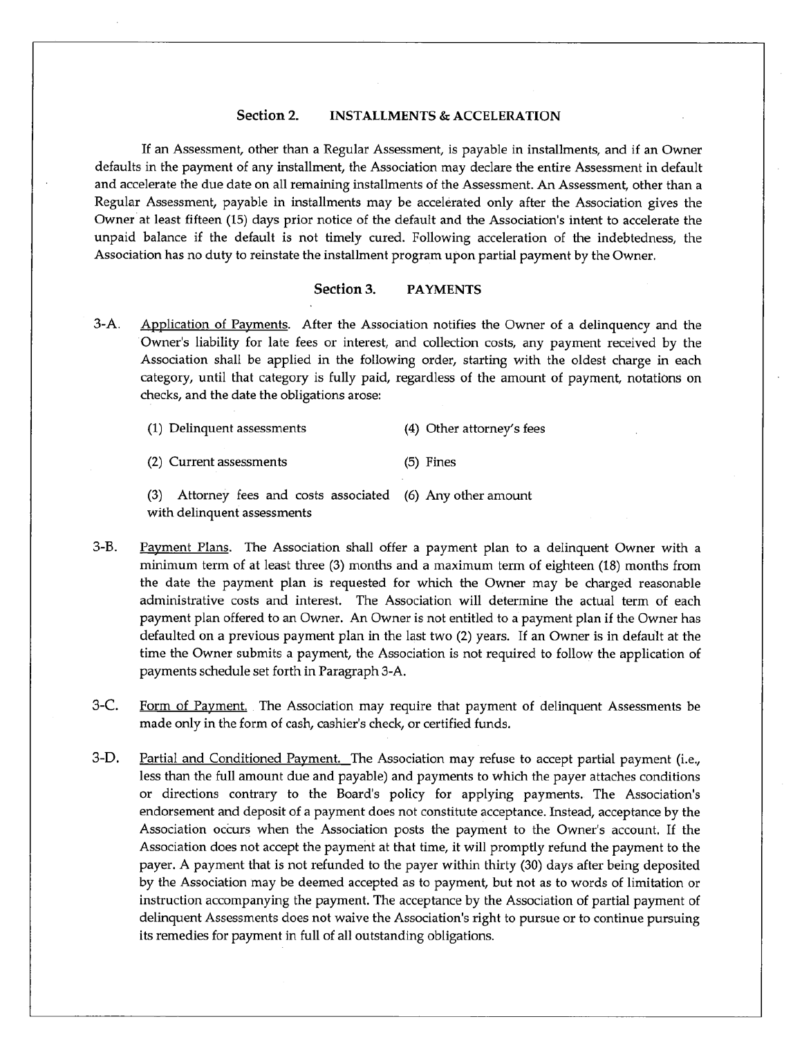## Section 2. INSTALLMENTS & ACCELERATION

If an Assessment, other than a Regular Assessment, is payable in installments, and if an Owner defaults in the payment of any installment, the Association may declare the entire Assessment in default and accelerate the due date on all remaining installments of the Assessment. An Assessment, other than a Regular Assessment, payable in installments may be accelerated only after the Association gives the Owner at least fifteen (15) days prior notice of the default and the Association's intent to accelerate the unpaid balance if the default is not timely cured. Following acceleration of the indebtedness, the Association has no duty to reinstate the installment program upon partial payment by the Owner.

## Section 3. PAYMENTS

3-A. Application of Payments. After the Association notifies the Owner of a delinquency and the Owner's liability for late fees or interest, and collection costs, any payment received by the Association shall be applied in the following order, starting with the oldest charge in each category, until that category is fully paid, regardless of the amount of payment, notations on checks, and the date the obligations arose:

(1) Delinquent assessments

(2) Current assessments

(3) Attorney fees and costs associated with delinquent assessments

(4) Other attorney's fees

(5) Fines

(6) Any other amount

3-B. Payment Plans. The Association shall offer a payment plan to a delinquent Owner with a minimum term of at least three (3) months and a maximum term of eighteen (18) months from the date the payment plan is requested for which the Owner may be charged reasonable administrative costs and interest. The Association will determine the actual term of each payment plan offered to an Owner. An Owner is not entitled to a payment plan if the Owner has defaulted on a previous payment plan in the last two (2) years. If an Owner is in default at the time the Owner submits a payment, the Association is not required to follow the application of payments schedule set forth in Paragraph 3-A.

3-C. Form of Payment. The Association may require that payment of delinquent Assessments be made only in the form of cash, cashier's check, or certified funds.

3-D. Partial and Conditioned Payment. The Association may refuse to accept partial payment (i.e., less than the full amount due and payable) and payments to which the payer attaches conditions or directions contrary to the Board's policy for applying payments. The Association's endorsement and deposit of a payment does not constitute acceptance. Instead, acceptance by the Association occurs when the Association posts the payment to the Owner's account. If the Association does not accept the payment at that time, it will promptly refund the payment to the payer. A payment that is not refunded to the payer within thirty (30) days after being deposited by the Association may be deemed accepted as to payment, but not as to words of limitation or instruction accompanying the payment. The acceptance by the Association of partial payment of delinquent Assessments does not waive the Association's right to pursue or to continue pursuing its remedies for payment in full of all outstanding obligations.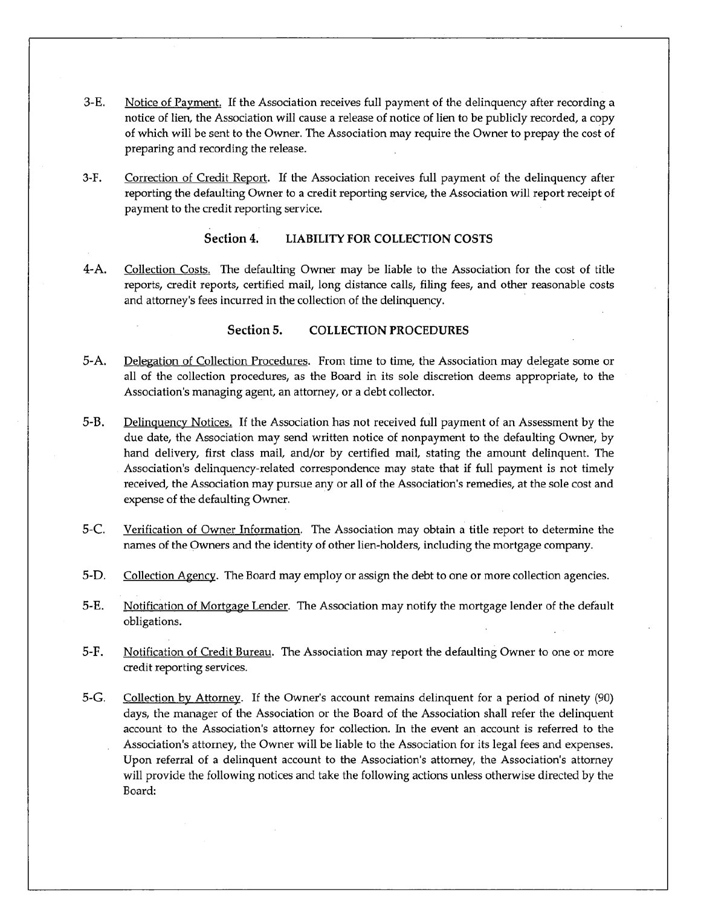3-E. Notice of Payment. If the Association receives full payment of the delinquency after recording a notice of lien, the Association will cause a release of notice of lien to be publicly recorded, a copy of which will be sent to the Owner. The Association may require the Owner to prepay the cost of preparing and recording the release.

3-F. Correction of Credit Report. If the Association receives full payment of the delinquency after reporting the defaulting Owner to a credit reporting service, the Association will report receipt of payment to the credit reporting service.

## Section 4. LIABILITY FOR COLLECTION COSTS

4-A. Collection Costs. The defaulting Owner may be liable to the Association for the cost of title reports, credit reports, certified mail, long distance calls, filing fees, and other reasonable costs and attorney's fees incurred in the collection of the delinquency.

## Section 5. COLLECTION PROCEDURES

5-A. Delegation of Collection Procedures. From time to time, the Association may delegate some or all of the collection procedures, as the Board in its sole discretion deems appropriate, to the Association's managing agent, an attorney, or a debt collector.

5-B. Delinquency Notices. If the Association has not received full payment of an Assessment by the due date, the Association may send written notice of nonpayment to the defaulting Owner, by hand delivery, first class mail, and/or by certified mail, stating the amount delinquent. The Association's delinquency-related correspondence may state that if full payment is not timely received, the Association may pursue any or all of the Association's remedies, at the sole cost and expense of the defaulting Owner.

5-C. Verification of Owner Information. The Association may obtain a title report to determine the names of the Owners and the identity of other lien-holders, including the mortgage company.

5-D. Collection Agency. The Board may employ or assign the debt to one or more collection agencies.

5-E. Notification of Mortgage Lender. The Association may notify the mortgage lender of the default obligations.

5-F. Notification of Credit Bureau. The Association may report the defaulting Owner to one or more credit reporting services.

5-G. Collection by Attorney. If the Owner's account remains delinquent for a period of ninety (90) days, the manager of the Association or the Board of the Association shall refer the delinquent account to the Association's attorney for collection. In the event an account is referred to the Association's attorney, the Owner will be liable to the Association for its legal fees and expenses. Upon referral of a delinquent account to the Association's attorney, the Association's attorney will provide the following notices and take the following actions unless otherwise directed by the Board: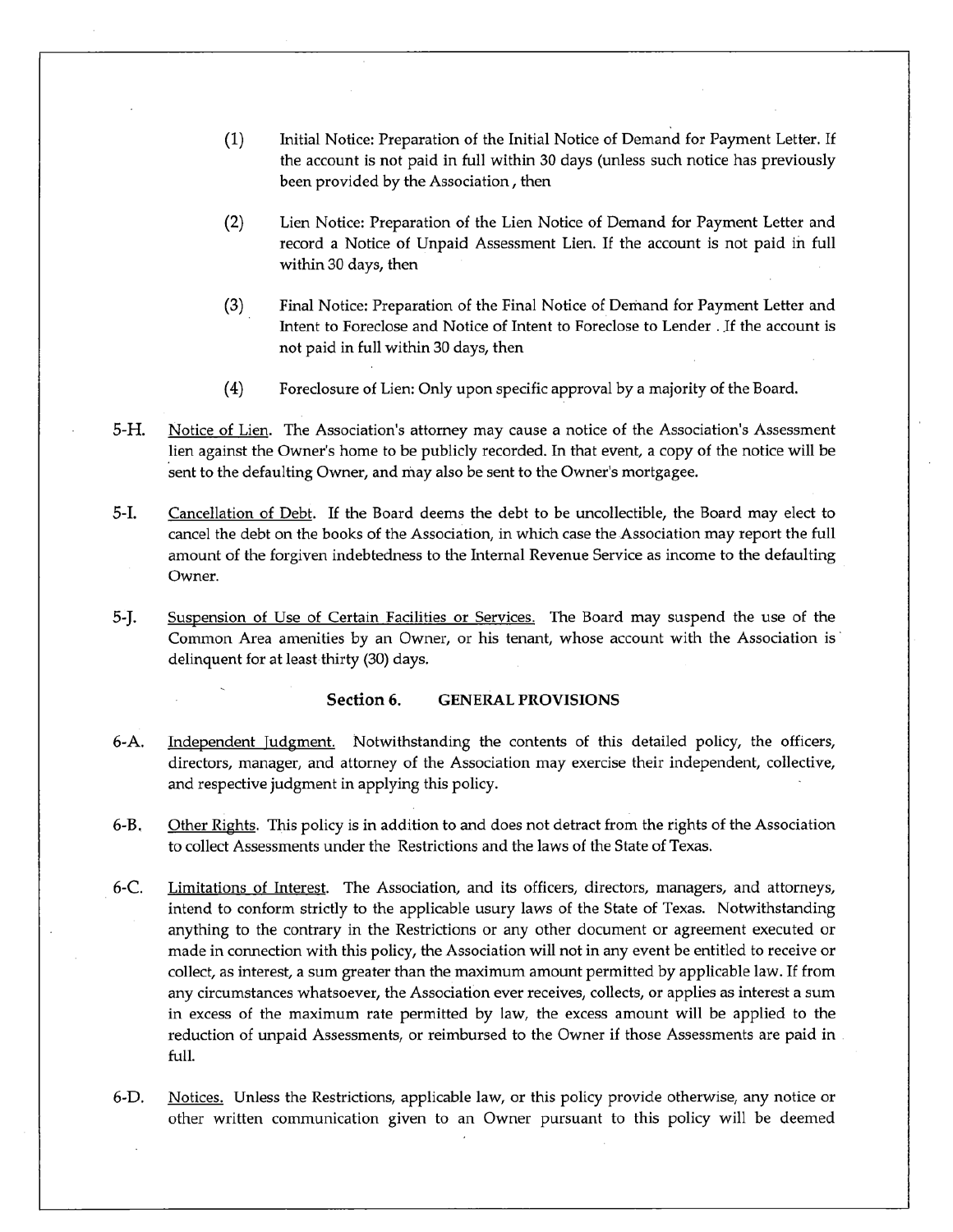(1) Initial Notice: Preparation of the Initial Notice of Demand for Payment Letter. If the account is not paid in full within 30 days (unless such notice has previously been provided by the Association , then

(2) Lien Notice: Preparation of the Lien Notice of Demand for Payment Letter and record a Notice of Unpaid Assessment Lien. If the account is not paid in full within 30 days, then

(3) Final Notice: Preparation of the Final Notice of Demand for Payment Letter and Intent to Foreclose and Notice of Intent to Foreclose to Lender . If the account is not paid in full within 30 days, then

(4) Foreclosure of Lien: Only upon specific approval by a majority of the Board.

5-H. Notice of Lien. The Association's attorney may cause a notice of the Association's Assessment lien against the Owner's home to be publicly recorded. In that event, a copy of the notice will be sent to the defaulting Owner, and may also be sent to the Owner's mortgagee.

5-I. Cancellation of Debt. If the Board deems the debt to be uncollectible, the Board may elect to cancel the debt on the books of the Association, in which case the Association may report the full amount of the forgiven indebtedness to the Internal Revenue Service as income to the defaulting Owner.

5-J. Suspension of Use of Certain Facilities or Services. The Board may suspend the use of the Common Area amenities by an Owner, or his tenant, whose account with the Association is delinquent for at least thirty (30) days.

## Section 6. GENERAL PROVISIONS

6-A. Independent Judgment. Notwithstanding the contents of this detailed policy, the officers, directors, manager, and attorney of the Association may exercise their independent, collective, and respective judgment in applying this policy.

6-B. Other Rights. This policy is in addition to and does not detract from the rights of the Association to collect Assessments under the Restrictions and the laws of the State of Texas.

6-C. Limitations of Interest. The Association, and its officers, directors, managers, and attorneys, intend to conform strictly to the applicable usury laws of the State of Texas. Notwithstanding anything to the contrary in the Restrictions or any other document or agreement executed or made in connection with this policy, the Association will not in any event be entitled to receive or collect, as interest, a sum greater than the maximum amount permitted by applicable law. If from any circumstances whatsoever, the Association ever receives, collects, or applies as interest a sum in excess of the maximum rate permitted by law, the excess amount will be applied to the reduction of unpaid Assessments, or reimbursed to the Owner if those Assessments are paid in full.

6-D. Notices. Unless the Restrictions, applicable law, or this policy provide otherwise, any notice or other written communication given to an Owner pursuant to this policy will be deemed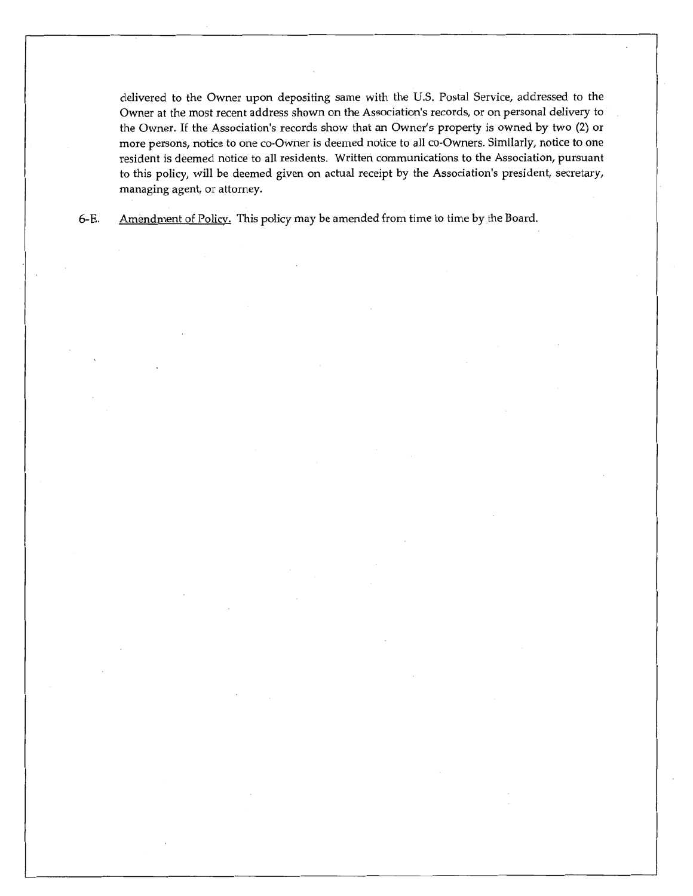delivered to the Owner upon depositing same with the U.S. Postal Service, addressed to the Owner at the most recent address shown on the Association's records, or on personal delivery to the Owner. If the Association's records show that an Owner's property is owned by two (2) or more persons, notice to one co-Owner is deemed notice to all co-Owners. Similarly, notice to one resident is deemed notice to all residents. Written communications to the Association, pursuant to this policy, will be deemed given on actual receipt by the Association's president, secretary, managing agent, or attorney.

6-E. Amendment of Policy. This policy may be amended from time to time by the Board.